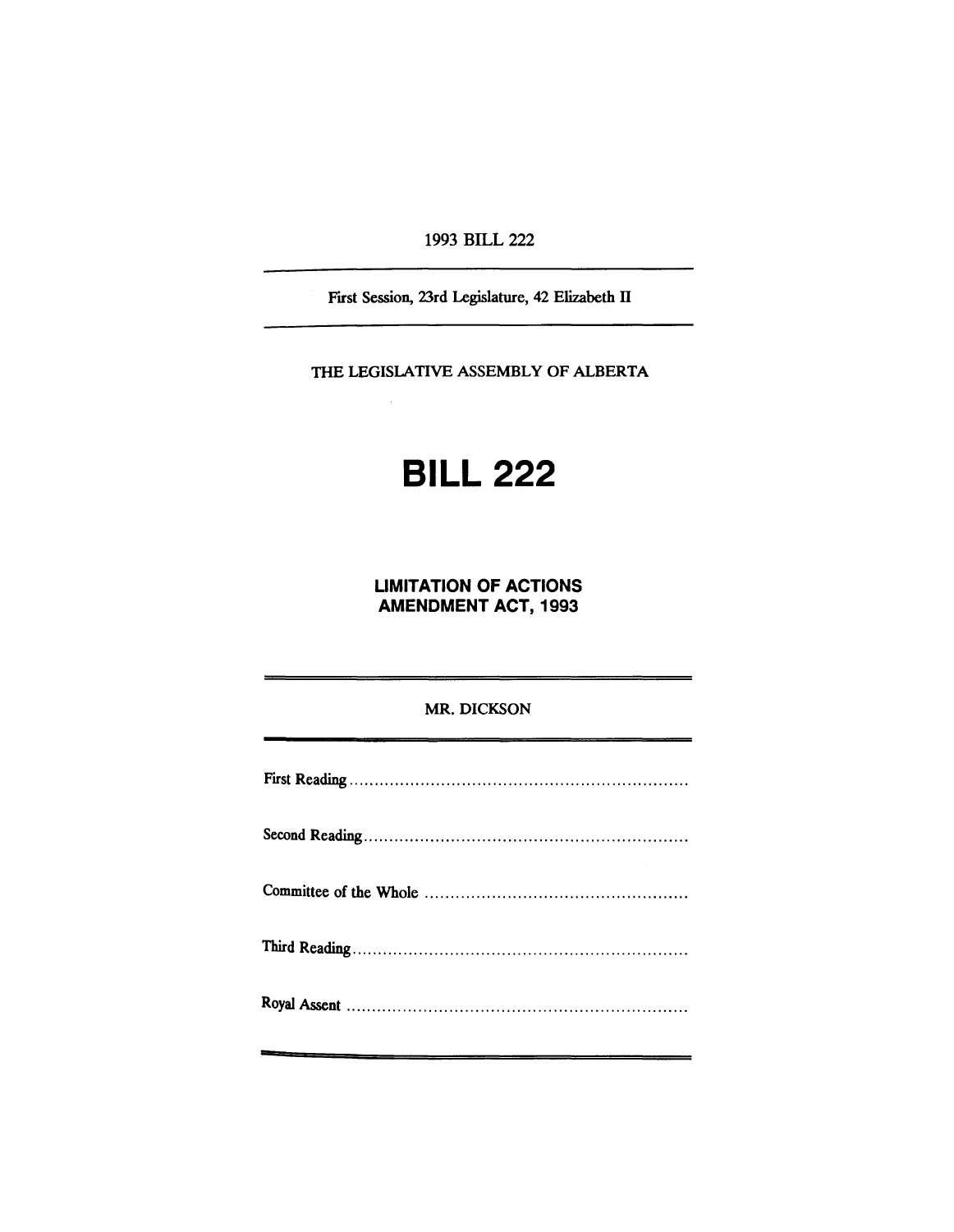1993 BILL 222

First Session, 23rd Legislature, 42 Elizabeth II

THE LEGISLATIVE ASSEMBLY OF ALBERTA

# BILL 222

## LIMITATION OF ACTIONS AMENDMENT ACT, 1993

MR. DICKSON

First Reading ..................................................................

Second Reading ..............................................................

Committee of the Whole ..................................................

Third Reading ................................................................

Royal Assent ..................................................................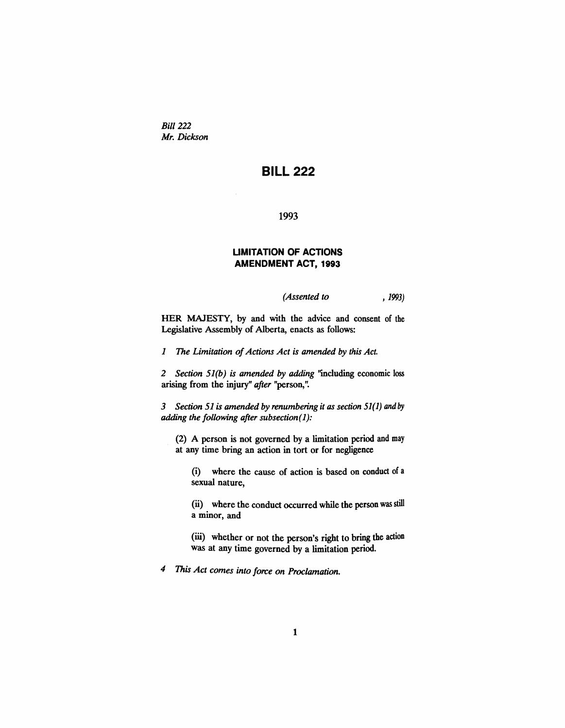*Bill 222*
*Mr. Dickson*

# BILL 222

1993

## LIMITATION OF ACTIONS AMENDMENT ACT, 1993

*(Assented to , 1993)*

HER MAJESTY, by and with the advice and consent of the Legislative Assembly of Alberta, enacts as follows:

*1 The Limitation of Actions Act is amended by this Act.*

*2 Section 51(b) is amended by adding* "including economic loss arising from the injury" *after* "person,".

*3 Section 51 is amended by renumbering it as section 51(1) and by adding the following after subsection(1):*

(2) A person is not governed by a limitation period and may at any time bring an action in tort or for negligence

(i) where the cause of action is based on conduct of a sexual nature,

(ii) where the conduct occurred while the person was still a minor, and

(iii) whether or not the person's right to bring the action was at any time governed by a limitation period.

*4 This Act comes into force on Proclamation.*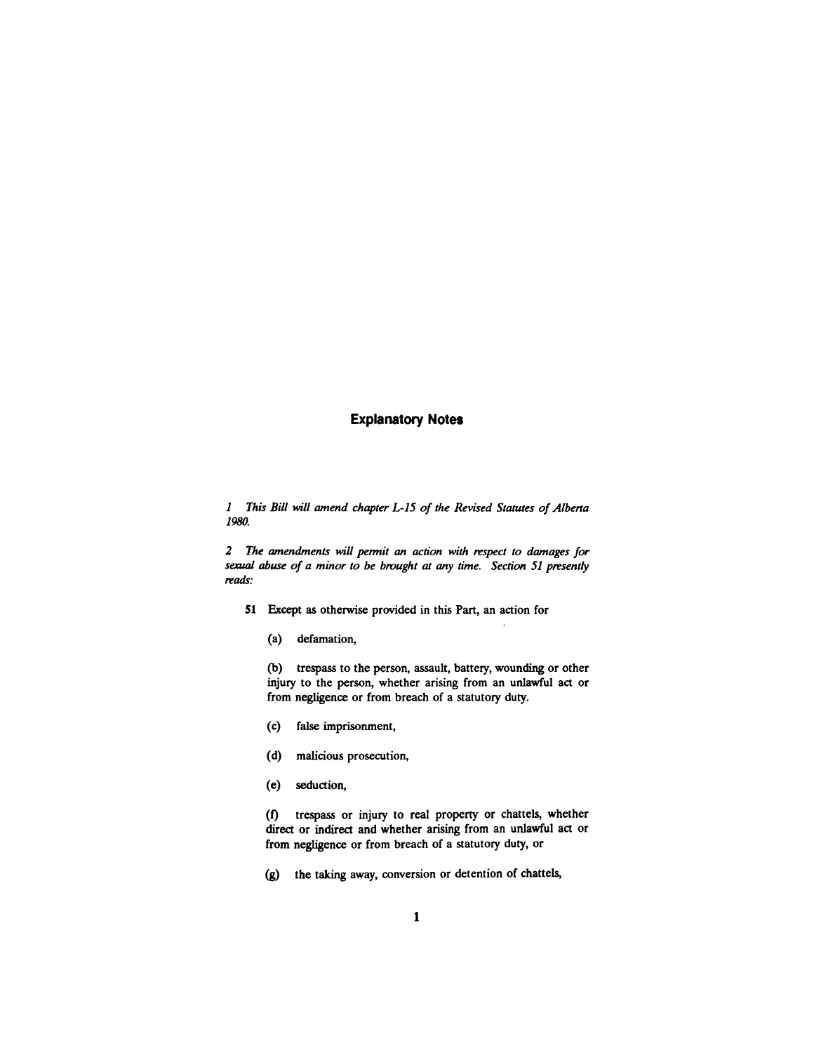## Explanatory Notes

*1 This Bill will amend chapter L-15 of the Revised Statutes of Alberta 1980.*

*2 The amendments will permit an action with respect to damages for sexual abuse of a minor to be brought at any time. Section 51 presently reads:*

**51** Except as otherwise provided in this Part, an action for

(a) defamation,

(b) trespass to the person, assault, battery, wounding or other injury to the person, whether arising from an unlawful act or from negligence or from breach of a statutory duty.

(c) false imprisonment,

(d) malicious prosecution,

(e) seduction,

(f) trespass or injury to real property or chattels, whether direct or indirect and whether arising from an unlawful act or from negligence or from breach of a statutory duty, or

(g) the taking away, conversion or detention of chattels,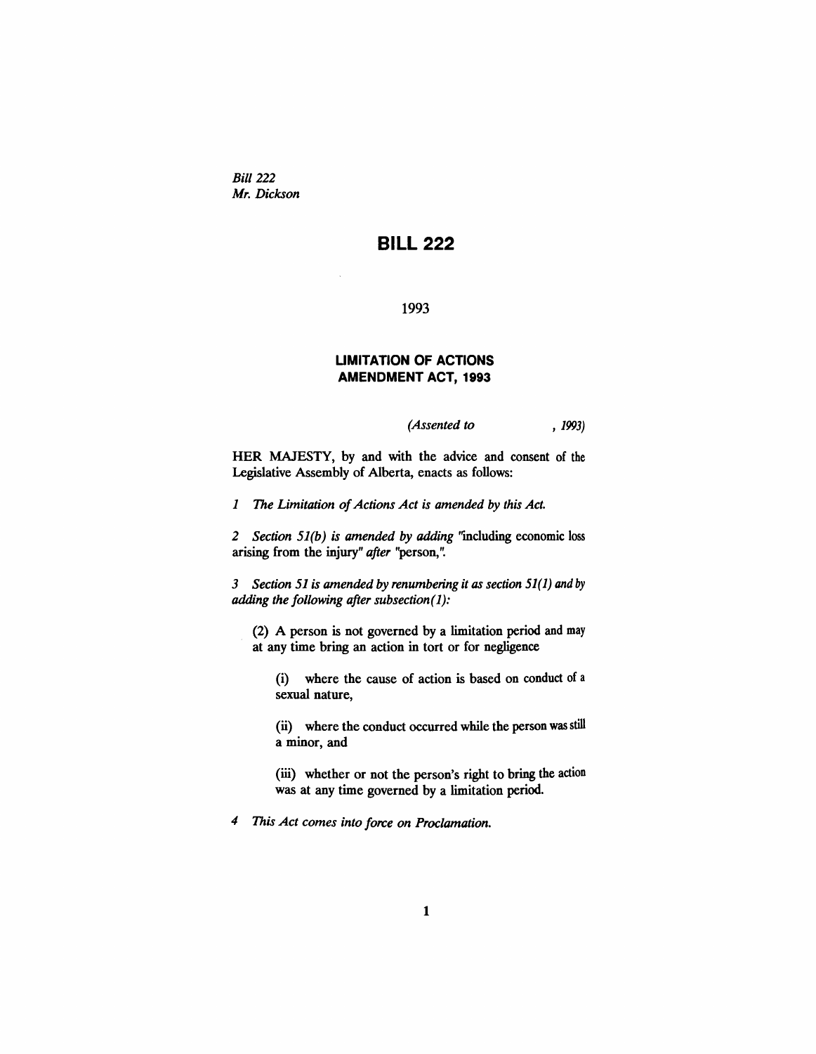*Bill 222*
*Mr. Dickson*

# BILL 222

1993

## LIMITATION OF ACTIONS AMENDMENT ACT, 1993

*(Assented to , 1993)*

HER MAJESTY, by and with the advice and consent of the Legislative Assembly of Alberta, enacts as follows:

*1 The Limitation of Actions Act is amended by this Act.*

*2 Section 51(b) is amended by adding* "including economic loss arising from the injury" *after* "person,".

*3 Section 51 is amended by renumbering it as section 51(1) and by adding the following after subsection(1):*

(2) A person is not governed by a limitation period and may at any time bring an action in tort or for negligence

(i) where the cause of action is based on conduct of a sexual nature,

(ii) where the conduct occurred while the person was still a minor, and

(iii) whether or not the person's right to bring the action was at any time governed by a limitation period.

*4 This Act comes into force on Proclamation.*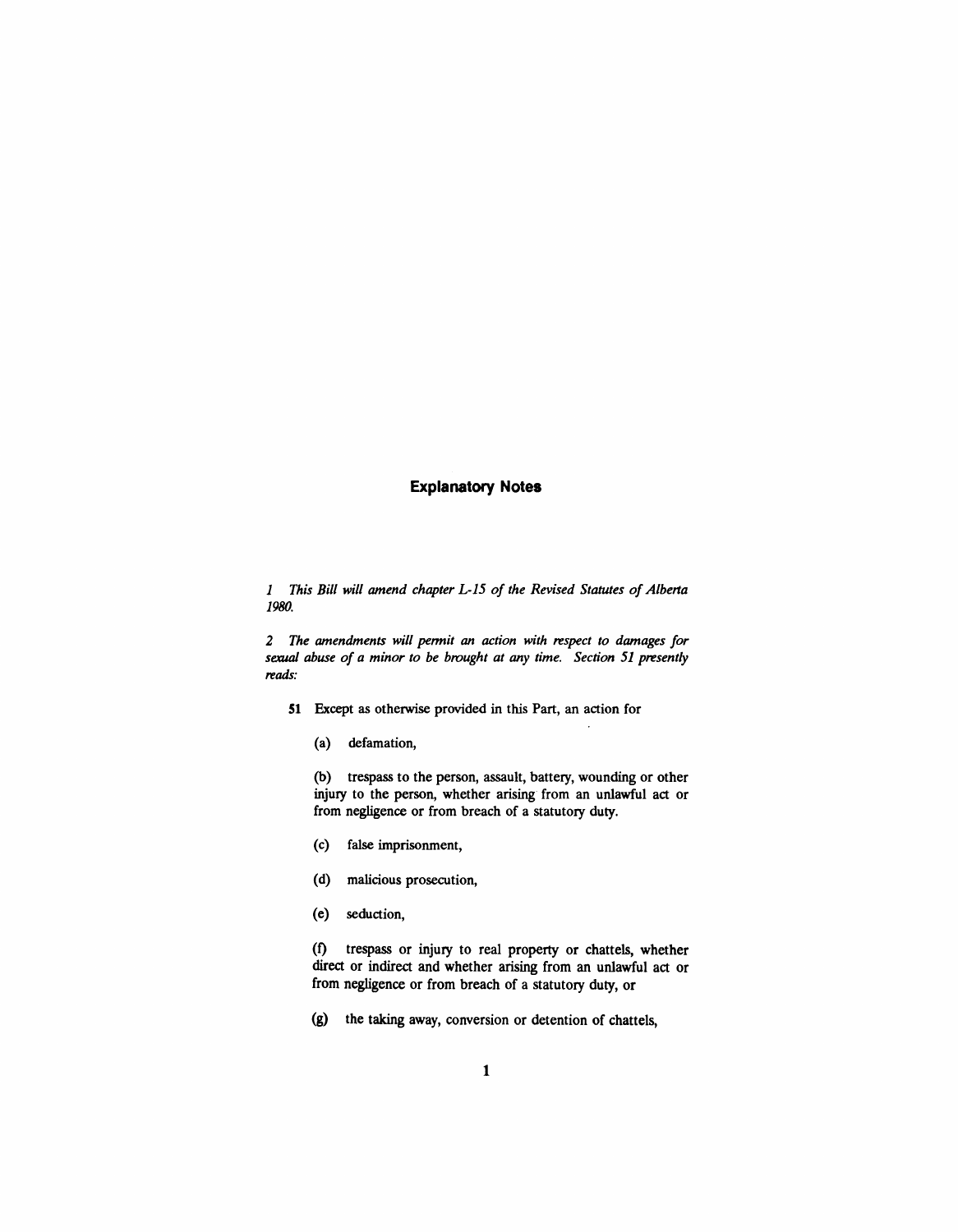## Explanatory Notes

*1 This Bill will amend chapter L-15 of the Revised Statutes of Alberta 1980.*

*2 The amendments will permit an action with respect to damages for sexual abuse of a minor to be brought at any time. Section 51 presently reads:*

**51** Except as otherwise provided in this Part, an action for

(a) defamation,

(b) trespass to the person, assault, battery, wounding or other injury to the person, whether arising from an unlawful act or from negligence or from breach of a statutory duty.

(c) false imprisonment,

(d) malicious prosecution,

(e) seduction,

(f) trespass or injury to real property or chattels, whether direct or indirect and whether arising from an unlawful act or from negligence or from breach of a statutory duty, or

(g) the taking away, conversion or detention of chattels,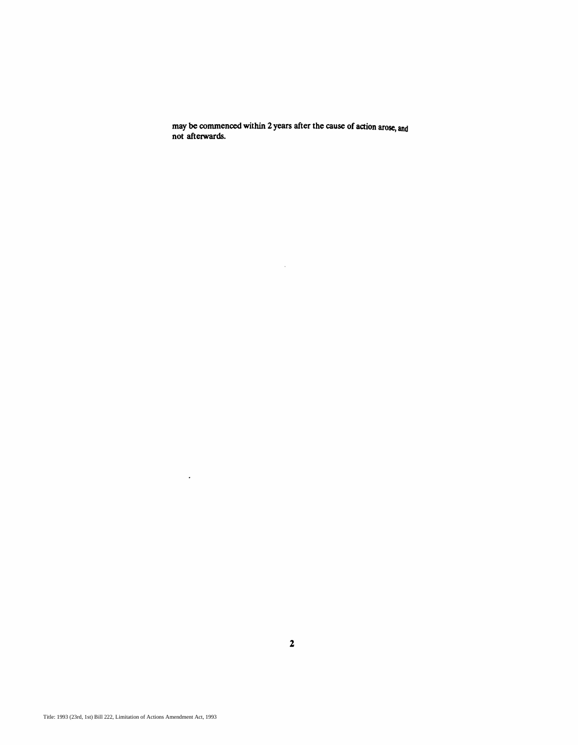may be commenced within 2 years after the cause of action arose, and not afterwards.